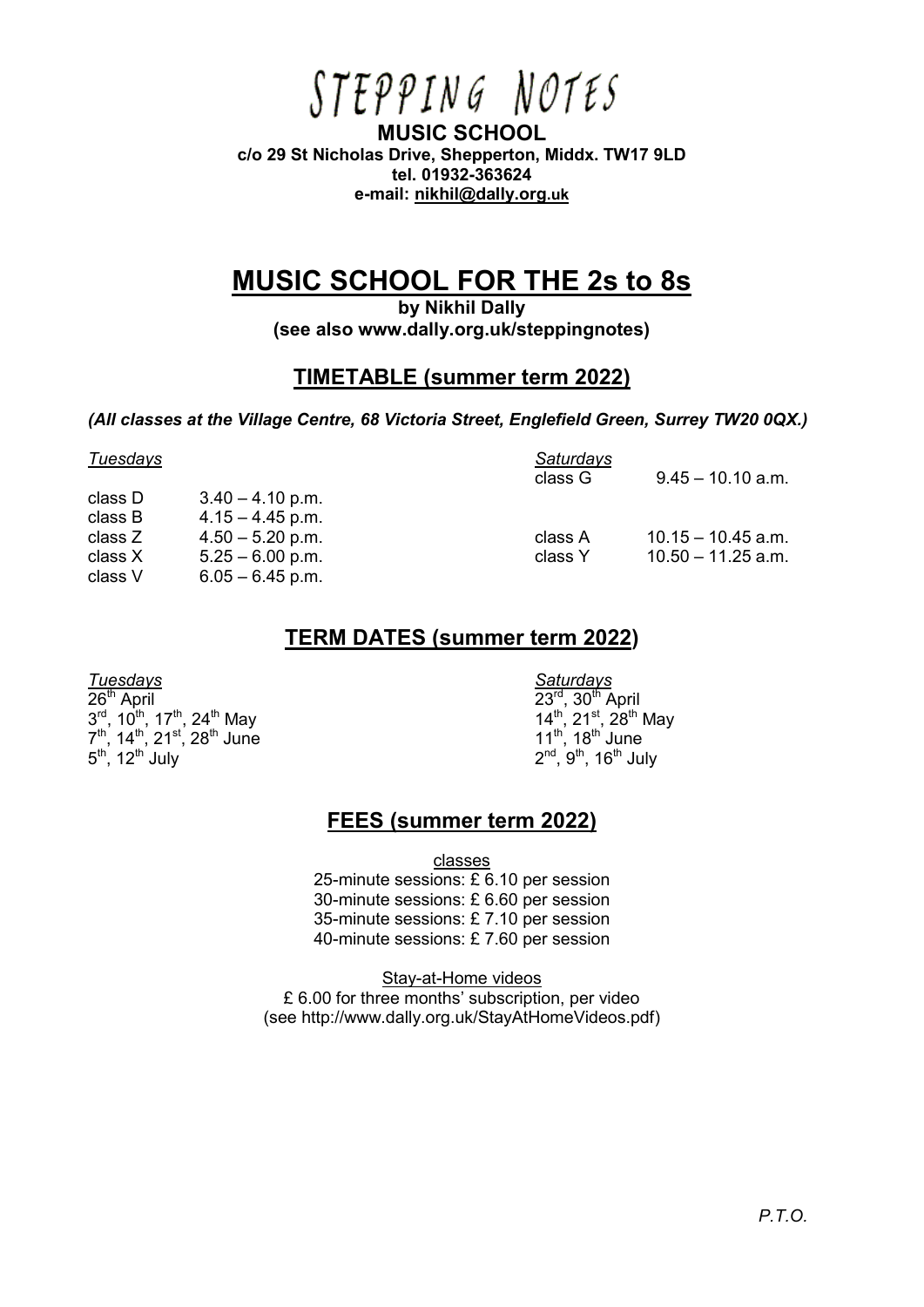# STEPPING NOTES

**MUSIC SCHOOL**
**c/o 29 St Nicholas Drive, Shepperton, Middx. TW17 9LD**
**tel. 01932-363624**
**e-mail: nikhil@dally.org.uk**

# MUSIC SCHOOL FOR THE 2s to 8s

**by Nikhil Dally**
**(see also www.dally.org.uk/steppingnotes)**

## TIMETABLE (summer term 2022)

***(All classes at the Village Centre, 68 Victoria Street, Englefield Green, Surrey TW20 0QX.)***

*Tuesdays*

| | |
|---|---|
| class D | 3.40 – 4.10 p.m. |
| class B | 4.15 – 4.45 p.m. |
| class Z | 4.50 – 5.20 p.m. |
| class X | 5.25 – 6.00 p.m. |
| class V | 6.05 – 6.45 p.m. |

*Saturdays*

| | |
|---|---|
| class G | 9.45 – 10.10 a.m. |
| class A | 10.15 – 10.45 a.m. |
| class Y | 10.50 – 11.25 a.m. |

## TERM DATES (summer term 2022)

*Tuesdays*
26th April
3rd, 10th, 17th, 24th May
7th, 14th, 21st, 28th June
5th, 12th July

*Saturdays*
23rd, 30th April
14th, 21st, 28th May
11th, 18th June
2nd, 9th, 16th July

## FEES (summer term 2022)

classes
25-minute sessions: £ 6.10 per session
30-minute sessions: £ 6.60 per session
35-minute sessions: £ 7.10 per session
40-minute sessions: £ 7.60 per session

Stay-at-Home videos
£ 6.00 for three months' subscription, per video
(see http://www.dally.org.uk/StayAtHomeVideos.pdf)

*P.T.O.*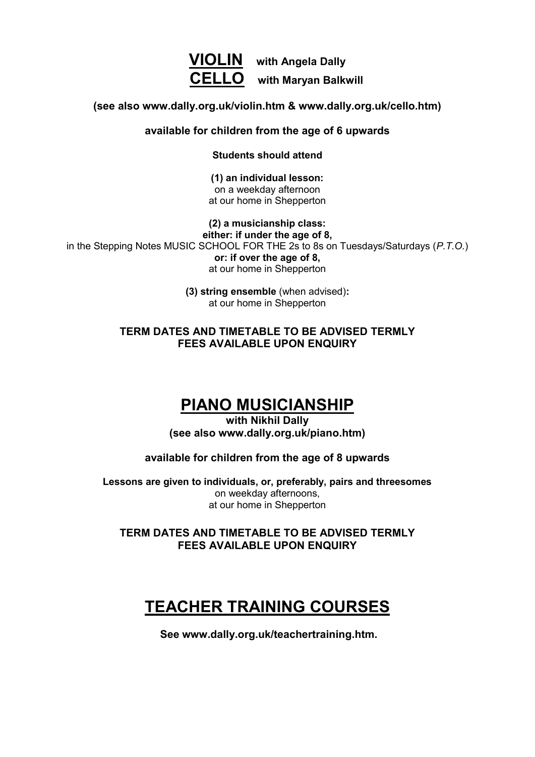## VIOLIN with Angela Dally
## CELLO with Maryan Balkwill

**(see also www.dally.org.uk/violin.htm & www.dally.org.uk/cello.htm)**

**available for children from the age of 6 upwards**

**Students should attend**

**(1) an individual lesson:**
on a weekday afternoon
at our home in Shepperton

**(2) a musicianship class:**
**either: if under the age of 8,**
in the Stepping Notes MUSIC SCHOOL FOR THE 2s to 8s on Tuesdays/Saturdays (*P.T.O.*)
**or: if over the age of 8,**
at our home in Shepperton

**(3) string ensemble** (when advised)**:**
at our home in Shepperton

**TERM DATES AND TIMETABLE TO BE ADVISED TERMLY**
**FEES AVAILABLE UPON ENQUIRY**

## PIANO MUSICIANSHIP

**with Nikhil Dally**
**(see also www.dally.org.uk/piano.htm)**

**available for children from the age of 8 upwards**

**Lessons are given to individuals, or, preferably, pairs and threesomes**
on weekday afternoons,
at our home in Shepperton

**TERM DATES AND TIMETABLE TO BE ADVISED TERMLY**
**FEES AVAILABLE UPON ENQUIRY**

## TEACHER TRAINING COURSES

**See www.dally.org.uk/teachertraining.htm.**